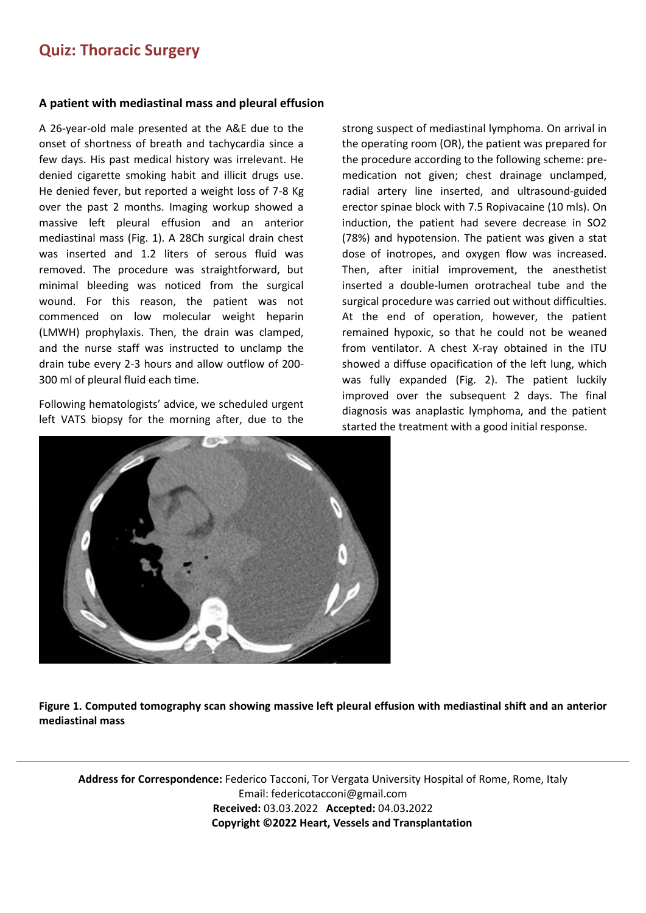# Quiz: Thoracic Surgery

## A patient with mediastinal mass and pleural effusion

A 26-year-old male presented at the A&E due to the onset of shortness of breath and tachycardia since a few days. His past medical history was irrelevant. He denied cigarette smoking habit and illicit drugs use. He denied fever, but reported a weight loss of 7-8 Kg over the past 2 months. Imaging workup showed a massive left pleural effusion and an anterior mediastinal mass (Fig. 1). A 28Ch surgical drain chest was inserted and 1.2 liters of serous fluid was removed. The procedure was straightforward, but minimal bleeding was noticed from the surgical wound. For this reason, the patient was not commenced on low molecular weight heparin (LMWH) prophylaxis. Then, the drain was clamped, and the nurse staff was instructed to unclamp the drain tube every 2-3 hours and allow outflow of 200-300 ml of pleural fluid each time.

Following hematologists' advice, we scheduled urgent left VATS biopsy for the morning after, due to the strong suspect of mediastinal lymphoma. On arrival in the operating room (OR), the patient was prepared for the procedure according to the following scheme: pre-medication not given; chest drainage unclamped, radial artery line inserted, and ultrasound-guided erector spinae block with 7.5 Ropivacaine (10 mls). On induction, the patient had severe decrease in SO2 (78%) and hypotension. The patient was given a stat dose of inotropes, and oxygen flow was increased. Then, after initial improvement, the anesthetist inserted a double-lumen orotracheal tube and the surgical procedure was carried out without difficulties. At the end of operation, however, the patient remained hypoxic, so that he could not be weaned from ventilator. A chest X-ray obtained in the ITU showed a diffuse opacification of the left lung, which was fully expanded (Fig. 2). The patient luckily improved over the subsequent 2 days. The final diagnosis was anaplastic lymphoma, and the patient started the treatment with a good initial response.

**Figure 1. Computed tomography scan showing massive left pleural effusion with mediastinal shift and an anterior mediastinal mass**

**Address for Correspondence:** Federico Tacconi, Tor Vergata University Hospital of Rome, Rome, Italy
Email: federicotacconi@gmail.com
**Received:** 03.03.2022 **Accepted:** 04.03.2022
**Copyright ©2022 Heart, Vessels and Transplantation**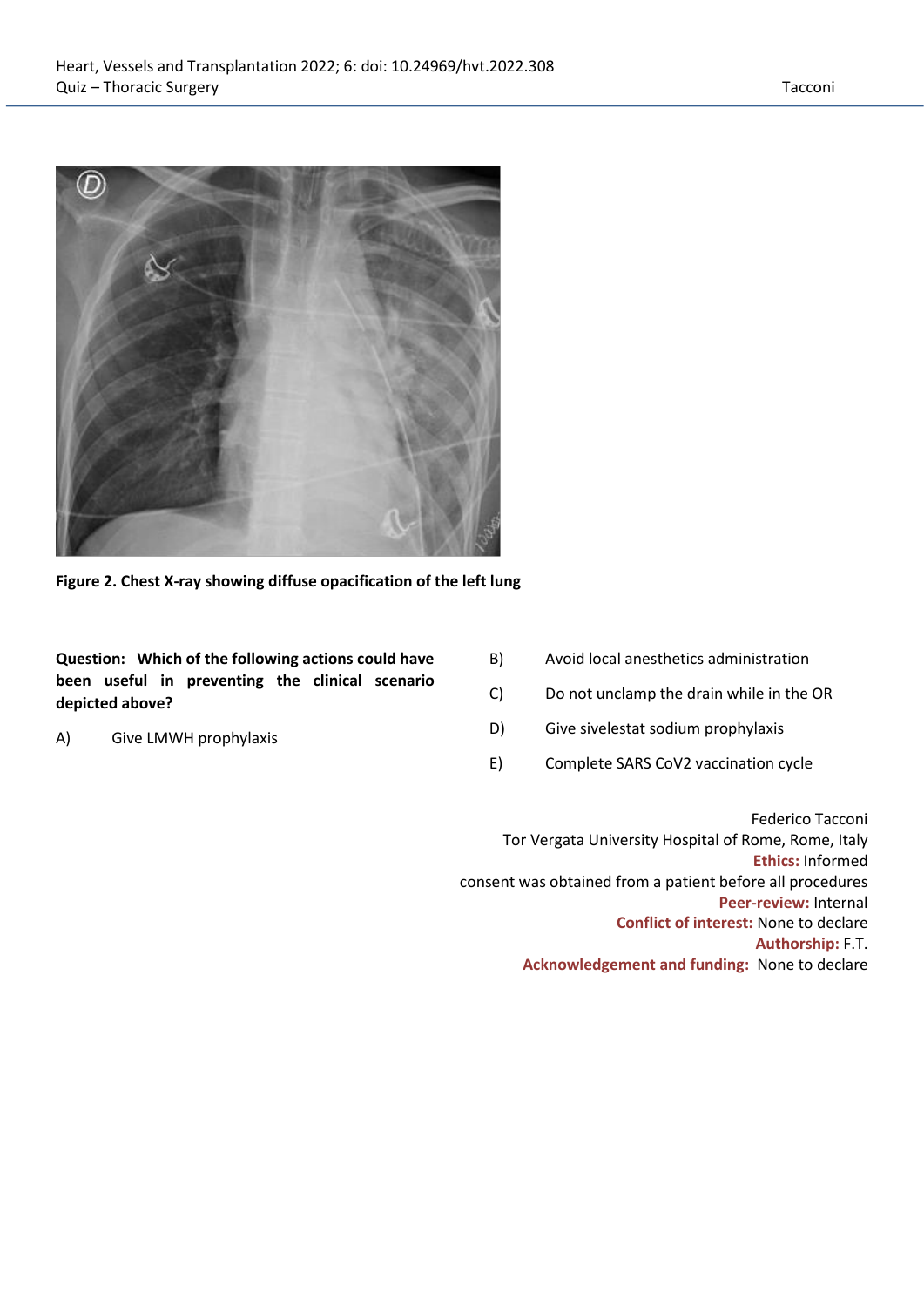**Figure 2. Chest X-ray showing diffuse opacification of the left lung**

**Question: Which of the following actions could have been useful in preventing the clinical scenario depicted above?**

A) Give LMWH prophylaxis

B) Avoid local anesthetics administration

C) Do not unclamp the drain while in the OR

D) Give sivelestat sodium prophylaxis

E) Complete SARS CoV2 vaccination cycle

Federico Tacconi
Tor Vergata University Hospital of Rome, Rome, Italy

**Ethics:** Informed consent was obtained from a patient before all procedures

**Peer-review:** Internal

**Conflict of interest:** None to declare

**Authorship:** F.T.

**Acknowledgement and funding:** None to declare